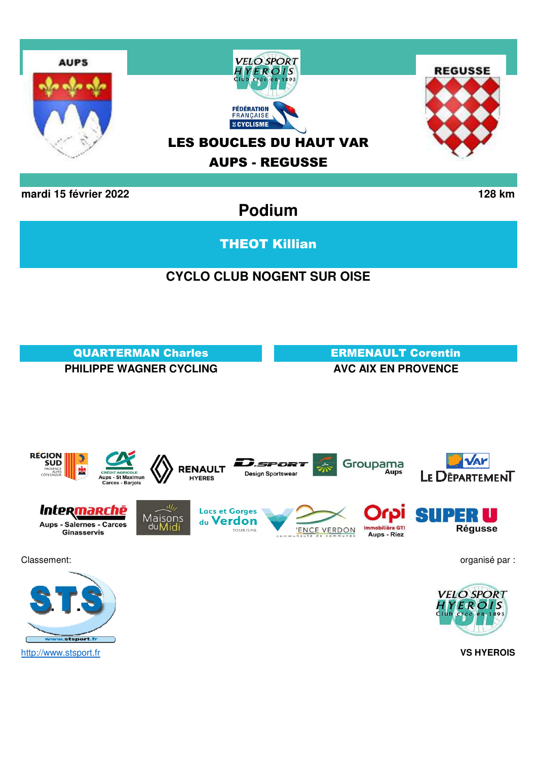# LES BOUCLES DU HAUT VAR

## AUPS - REGUSSE

**mardi 15 février 2022** **128 km**

## Podium

**THEOT Killian**

**CYCLO CLUB NOGENT SUR OISE**

**QUARTERMAN Charles**

**PHILIPPE WAGNER CYCLING**

**ERMENAULT Corentin**

**AVC AIX EN PROVENCE**

Classement:

http://www.stsport.fr

organisé par :

**VS HYEROIS**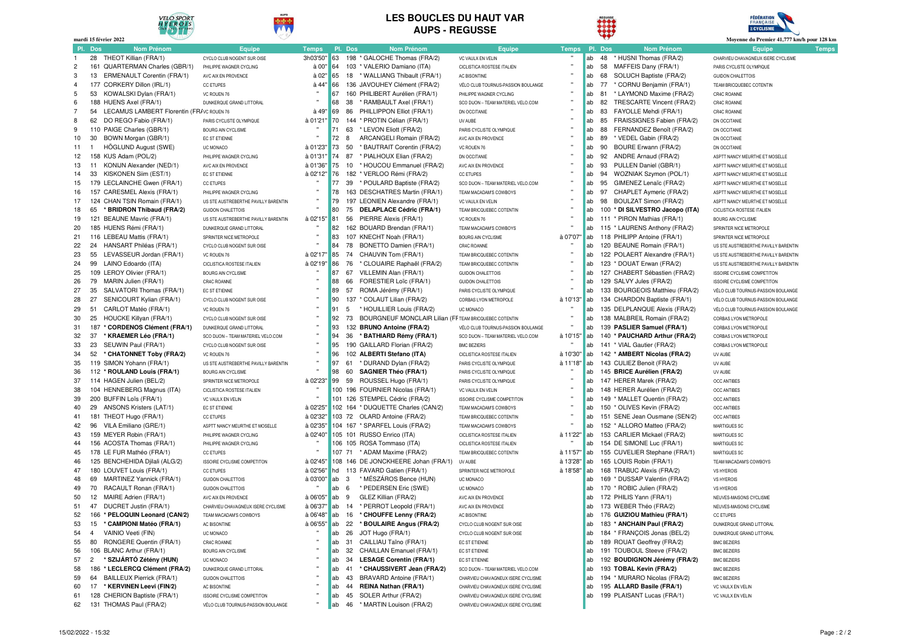# LES BOUCLES DU HAUT VAR
## AUPS - REGUSSE

mardi 15 février 2022

Moyenne du Premier 41,777 km/h pour 128 km

| Pl. | Dos | Nom Prénom | Equipe | Temps |
|---|---|---|---|---|
| 1 | 28 | THEOT Killian (FRA/1) | CYCLO CLUB NOGENT SUR OISE | 3h03'50" |
| 2 | 161 | QUARTERMAN Charles (GBR/1) | PHILIPPE WAGNER CYCLING | à 00" |
| 3 | 13 | ERMENAULT Corentin (FRA/1) | AVC AIX EN PROVENCE | à 02" |
| 4 | 177 | CORKERY Dillon (IRL/1) | CC ETUPES | à 44" |
| 5 | 53 | KOWALSKI Dylan (FRA/1) | VC ROUEN 76 | " |
| 6 | 188 | HUENS Axel (FRA/1) | DUNKERQUE GRAND LITTORAL | " |
| 7 | 54 | LECAMUS LAMBERT Florentin (FRA/1) | VC ROUEN 76 | à 49" |
| 8 | 62 | DO REGO Fabio (FRA/1) | PARIS CYCLISTE OLYMPIQUE | à 01'21" |
| 9 | 110 | PAIGE Charles (GBR/1) | BOURG AIN CYCLISME | " |
| 10 | 30 | BOWN Morgan (GBR/1) | EC ST ETIENNE | " |
| 11 | 1 | HÖGLUND August (SWE) | UC MONACO | à 01'23" |
| 12 | 158 | KUS Adam (POL/2) | PHILIPPE WAGNER CYCLING | à 01'31" |
| 13 | 11 | KONIJN Alexander (NED/1) | AVC AIX EN PROVENCE | à 01'36" |
| 14 | 33 | KISKONEN Siim (EST/1) | EC ST ETIENNE | à 02'12" |
| 15 | 179 | LECLAINCHE Gwen (FRA/1) | CC ETUPES | " |
| 16 | 157 | CARESMEL Alexis (FRA/1) | PHILIPPE WAGNER CYCLING | " |
| 17 | 124 | CHAN TSIN Romain (FRA/1) | US STE AUSTREBERTHE PAVILLY BARENTIN | " |
| 18 | 65 | **\* BRIDRON Thibaud (FRA/2)** | GUIDON CHALETTOIS | " |
| 19 | 121 | BEAUNE Mavric (FRA/1) | US STE AUSTREBERTHE PAVILLY BARENTIN | à 02'15" |
| 20 | 185 | HUENS Rémi (FRA/1) | DUNKERQUE GRAND LITTORAL | " |
| 21 | 116 | LEBEAU Mattis (FRA/1) | SPRINTER NICE METROPOLE | " |
| 22 | 24 | HANSART Philéas (FRA/1) | CYCLO CLUB NOGENT SUR OISE | " |
| 23 | 55 | LEVASSEUR Jordan (FRA/1) | VC ROUEN 76 | à 02'17" |
| 24 | 99 | LAINO Edoardo (ITA) | CICLISTICA ROSTESE ITALIEN | à 02'19" |
| 25 | 109 | LEROY Olivier (FRA/1) | BOURG AIN CYCLISME | " |
| 26 | 79 | MARIN Julien (FRA/1) | CR4C ROANNE | " |
| 27 | 35 | SALVATORI Thomas (FRA/1) | EC ST ETIENNE | " |
| 28 | 27 | SENICOURT Kylian (FRA/1) | CYCLO CLUB NOGENT SUR OISE | " |
| 29 | 51 | CARLOT Matéo (FRA/1) | VC ROUEN 76 | " |
| 30 | 25 | HOUCKE Killyan (FRA/1) | CYCLO CLUB NOGENT SUR OISE | " |
| 31 | 187 | **\* CORDENOS Clément (FRA/1)** | DUNKERQUE GRAND LITTORAL | " |
| 32 | 37 | **\* KRAEMER Léo (FRA/1)** | SCO DIJON – TEAM MATERIEL VELO.COM | " |
| 33 | 23 | SEUWIN Paul (FRA/1) | CYCLO CLUB NOGENT SUR OISE | " |
| 34 | 52 | **\* CHATONNET Toby (FRA/2)** | VC ROUEN 76 | " |
| 35 | 119 | SIMON Yohann (FRA/1) | US STE AUSTREBERTHE PAVILLY BARENTIN | " |
| 36 | 112 | **\* ROULAND Louis (FRA/1)** | BOURG AIN CYCLISME | " |
| 37 | 114 | HAGEN Julien (BEL/2) | SPRINTER NICE METROPOLE | à 02'23" |
| 38 | 104 | HENNEBERG Magnus (ITA) | CICLISTICA ROSTESE ITALIEN | " |
| 39 | 200 | BUFFIN Loïs (FRA/1) | VC VAULX EN VELIN | " |
| 40 | 29 | ANSONS Kristers (LAT/1) | EC ST ETIENNE | à 02'25" |
| 41 | 181 | THEOT Hugo (FRA/1) | CC ETUPES | à 02'32" |
| 42 | 96 | VILA Emiliano (GRE/1) | ASPTT NANCY MEURTHE ET MOSELLE | à 02'35" |
| 43 | 159 | MEYER Robin (FRA/1) | PHILIPPE WAGNER CYCLING | à 02'40" |
| 44 | 156 | ACOSTA Thomas (FRA/1) | PHILIPPE WAGNER CYCLING | " |
| 45 | 178 | LE FUR Mathéo (FRA/1) | CC ETUPES | " |
| 46 | 125 | BENCHEHIDA Djilali (ALG/2) | ISSOIRE CYCLISME COMPETITON | à 02'45" |
| 47 | 180 | LOUVET Louis (FRA/1) | CC ETUPES | à 02'56" |
| 48 | 69 | MARTINEZ Yannick (FRA/1) | GUIDON CHALETTOIS | à 03'00" |
| 49 | 70 | RACAULT Ronan (FRA/1) | GUIDON CHALETTOIS | " |
| 50 | 12 | MAIRE Adrien (FRA/1) | AVC AIX EN PROVENCE | à 06'05" |
| 51 | 47 | DUCRET Justin (FRA/1) | CHARVIEU CHAVAGNEUX ISERE CYCLISME | à 06'37" |
| 52 | 166 | **\* PELOQUIN Leonard (CAN/2)** | TEAM MACADAM'S COWBOYS | à 06'48" |
| 53 | 15 | **\* CAMPIONI Matéo (FRA/1)** | AC BISONTINE | à 06'55" |
| 54 | 4 | VAINIO Veeti (FIN) | UC MONACO | " |
| 55 | 80 | RONGERE Quentin (FRA/1) | CR4C ROANNE | " |
| 56 | 106 | BLANC Arthur (FRA/1) | BOURG AIN CYCLISME | " |
| 57 | 2 | **\* SZIJÁRTÓ Zétény (HUN)** | UC MONACO | " |
| 58 | 186 | **\* LECLERCQ Clément (FRA/2)** | DUNKERQUE GRAND LITTORAL | " |
| 59 | 64 | BAILLEUX Pierrick (FRA/1) | GUIDON CHALETTOIS | " |
| 60 | 17 | **\* KERVINEN Leevi (FIN/2)** | AC BISONTINE | " |
| 61 | 128 | CHERION Baptiste (FRA/1) | ISSOIRE CYCLISME COMPETITON | " |
| 62 | 131 | THOMAS Paul (FRA/2) | VÉLO CLUB TOURNUS-PASSION BOULANGE | " |
| 63 | 198 | \* GALOCHE Thomas (FRA/2) | VC VAULX EN VELIN | " |
| 64 | 103 | \* VALERIO Damiano (ITA) | CICLISTICA ROSTESE ITALIEN | " |
| 65 | 18 | \* WALLIANG Thibault (FRA/1) | AC BISONTINE | " |
| 66 | 136 | JAVOUHEY Clément (FRA/2) | VÉLO CLUB TOURNUS-PASSION BOULANGE | " |
| 67 | 160 | PHILIBERT Aurélien (FRA/1) | PHILIPPE WAGNER CYCLING | " |
| 68 | 38 | \* RAMBAULT Axel (FRA/1) | SCO DIJON – TEAM MATERIEL VELO.COM | " |
| 69 | 86 | PHILLIPPON Elliot (FRA/1) | DN OCCITANIE | " |
| 70 | 144 | \* PROTIN Célian (FRA/1) | UV AUBE | " |
| 71 | 63 | \* LEVON Eliott (FRA/2) | PARIS CYCLISTE OLYMPIQUE | " |
| 72 | 8 | ARCANGELI Romain (FRA/2) | AVC AIX EN PROVENCE | " |
| 73 | 50 | \* BAUTRAIT Corentin (FRA/2) | VC ROUEN 76 | " |
| 74 | 87 | \* PIALHOUX Elian (FRA/2) | DN OCCITANIE | " |
| 75 | 10 | \* HOUCOU Emmanuel (FRA/2) | AVC AIX EN PROVENCE | " |
| 76 | 182 | \* VERLOO Rémi (FRA/2) | CC ETUPES | " |
| 77 | 39 | \* POULARD Baptiste (FRA/2) | SCO DIJON – TEAM MATERIEL VELO.COM | " |
| 78 | 163 | DESCHATRES Martin (FRA/1) | TEAM MACADAM'S COWBOYS | " |
| 79 | 197 | LEONIEN Alexandre (FRA/1) | VC VAULX EN VELIN | " |
| 80 | 75 | **DELAPLACE Cédric (FRA/1)** | TEAM BRICQUEBEC COTENTIN | " |
| 81 | 56 | PIERRE Alexis (FRA/1) | VC ROUEN 76 | " |
| 82 | 162 | BOUARD Brendan (FRA/1) | TEAM MACADAM'S COWBOYS | " |
| 83 | 107 | KNECHT Noah (FRA/1) | BOURG AIN CYCLISME | à 07'07" |
| 84 | 78 | BONETTO Damien (FRA/1) | CR4C ROANNE | " |
| 85 | 74 | CHAUVIN Tom (FRA/1) | TEAM BRICQUEBEC COTENTIN | " |
| 86 | 76 | \* CLOUAIRE Raphaël (FRA/2) | TEAM BRICQUEBEC COTENTIN | " |
| 87 | 67 | VILLEMIN Alan (FRA/1) | GUIDON CHALETTOIS | " |
| 88 | 66 | FORESTIER Loïc (FRA/1) | GUIDON CHALETTOIS | " |
| 89 | 57 | ROMA Jérémy (FRA/1) | PARIS CYCLISTE OLYMPIQUE | " |
| 90 | 137 | \* COLAUT Lilian (FRA/2) | CORBAS LYON METROPOLE | à 10'13" |
| 91 | 5 | \* HOUILLIER Louis (FRA/2) | UC MONACO | " |
| 92 | 73 | BOURGNEUF MONCLAIR Lilian (FRA/1) | TEAM BRICQUEBEC COTENTIN | " |
| 93 | 132 | **BRUNO Antoine (FRA/2)** | VÉLO CLUB TOURNUS-PASSION BOULANGE | " |
| 94 | 36 | **\* BATHIARD Rémy (FRA/1)** | SCO DIJON – TEAM MATERIEL VELO.COM | à 10'15" |
| 95 | 190 | GAILLARD Florian (FRA/2) | BMC BEZIERS | " |
| 96 | 102 | **ALBERTI Stefano (ITA)** | CICLISTICA ROSTESE ITALIEN | à 10'30" |
| 97 | 61 | \* DURAND Dylan (FRA/2) | PARIS CYCLISTE OLYMPIQUE | à 11'18" |
| 98 | 60 | **SAGNIER Théo (FRA/1)** | PARIS CYCLISTE OLYMPIQUE | " |
| 99 | 59 | ROUSSEL Hugo (FRA/1) | PARIS CYCLISTE OLYMPIQUE | " |
| 100 | 196 | FOURNIER Nicolas (FRA/1) | VC VAULX EN VELIN | " |
| 101 | 126 | STEMPEL Cédric (FRA/2) | ISSOIRE CYCLISME COMPETITON | " |
| 102 | 164 | \* DUQUETTE Charles (CAN/2) | TEAM MACADAM'S COWBOYS | " |
| 103 | 72 | OLARD Antoine (FRA/2) | TEAM BRICQUEBEC COTENTIN | " |
| 104 | 167 | \* SPARFEL Louis (FRA/2) | TEAM MACADAM'S COWBOYS | " |
| 105 | 101 | RUSSO Enrico (ITA) | CICLISTICA ROSTESE ITALIEN | à 11'22" |
| 106 | 105 | ROSA Tommaso (ITA) | CICLISTICA ROSTESE ITALIEN | " |
| 107 | 71 | \* ADAM Maxime (FRA/2) | TEAM BRICQUEBEC COTENTIN | à 11'57" |
| 108 | 146 | DE JONCKHEERE Johan (FRA/1) | UV AUBE | à 13'28" |
| hd | 113 | FAVARD Gatien (FRA/1) | SPRINTER NICE METROPOLE | à 18'58" |
| ab | 3 | \* MÉSZÁROS Bence (HUN) | UC MONACO | |
| ab | 6 | \* PEDERSEN Eric (SWE) | UC MONACO | |
| ab | 9 | GLEZ Killian (FRA/2) | AVC AIX EN PROVENCE | |
| ab | 14 | \* PERROT Leopold (FRA/1) | AVC AIX EN PROVENCE | |
| ab | 16 | **\* CHOUFFE Lenny (FRA/2)** | AC BISONTINE | |
| ab | 22 | **\* BOULAIRE Angus (FRA/2)** | CYCLO CLUB NOGENT SUR OISE | |
| ab | 26 | JOT Hugo (FRA/1) | CYCLO CLUB NOGENT SUR OISE | |
| ab | 31 | CAILLIAU Taïno (FRA/1) | EC ST ETIENNE | |
| ab | 32 | CHAILLAN Emanuel (FRA/1) | EC ST ETIENNE | |
| ab | 34 | **LESAGE Corentin (FRA/1)** | EC ST ETIENNE | |
| ab | 41 | **\* CHAUSSIVERT Jean (FRA/2)** | SCO DIJON – TEAM MATERIEL VELO.COM | |
| ab | 43 | BRAVARD Antoine (FRA/1) | CHARVIEU CHAVAGNEUX ISERE CYCLISME | |
| ab | 44 | **REINA Nathan (FRA/1)** | CHARVIEU CHAVAGNEUX ISERE CYCLISME | |
| ab | 45 | SOLER Arthur (FRA/2) | CHARVIEU CHAVAGNEUX ISERE CYCLISME | |
| ab | 46 | \* MARTIN Louison (FRA/2) | CHARVIEU CHAVAGNEUX ISERE CYCLISME | |
| ab | 48 | \* HUSNI Thomas (FRA/2) | CHARVIEU CHAVAGNEUX ISERE CYCLISME | |
| ab | 58 | MAFFEIS Dany (FRA/1) | PARIS CYCLISTE OLYMPIQUE | |
| ab | 68 | SOLUCH Baptiste (FRA/2) | GUIDON CHALETTOIS | |
| ab | 77 | \* CORNU Benjamin (FRA/1) | TEAM BRICQUEBEC COTENTIN | |
| ab | 81 | \* LAYMOND Maxime (FRA/2) | CR4C ROANNE | |
| ab | 82 | TRESCARTE Vincent (FRA/2) | CR4C ROANNE | |
| ab | 83 | FAYOLLE Mehdi (FRA/1) | CR4C ROANNE | |
| ab | 85 | FRAISSIGNES Fabien (FRA/2) | DN OCCITANIE | |
| ab | 88 | FERNANDEZ Benoît (FRA/2) | DN OCCITANIE | |
| ab | 89 | \* VEDEL Gabin (FRA/2) | DN OCCITANIE | |
| ab | 90 | BOURE Erwann (FRA/2) | DN OCCITANIE | |
| ab | 92 | ANDRE Arnaud (FRA/2) | ASPTT NANCY MEURTHE ET MOSELLE | |
| ab | 93 | PULLEN Daniel (GBR/1) | ASPTT NANCY MEURTHE ET MOSELLE | |
| ab | 94 | WOZNIAK Szymon (POL/1) | ASPTT NANCY MEURTHE ET MOSELLE | |
| ab | 95 | GIMENEZ Lenaïc (FRA/2) | ASPTT NANCY MEURTHE ET MOSELLE | |
| ab | 97 | CHAPLET Aymeric (FRA/2) | ASPTT NANCY MEURTHE ET MOSELLE | |
| ab | 98 | BOULZAT Simon (FRA/2) | ASPTT NANCY MEURTHE ET MOSELLE | |
| ab | 100 | **\* DI SILVESTRO Jacopo (ITA)** | CICLISTICA ROSTESE ITALIEN | |
| ab | 111 | \* PIRON Mathias (FRA/1) | BOURG AIN CYCLISME | |
| ab | 115 | \* LAURENS Anthony (FRA/2) | SPRINTER NICE METROPOLE | |
| ab | 118 | PHILIPP Antoine (FRA/1) | SPRINTER NICE METROPOLE | |
| ab | 120 | BEAUNE Romain (FRA/1) | US STE AUSTREBERTHE PAVILLY BARENTIN | |
| ab | 122 | POLAERT Alexandre (FRA/1) | US STE AUSTREBERTHE PAVILLY BARENTIN | |
| ab | 123 | \* DOUAT Erwan (FRA/2) | US STE AUSTREBERTHE PAVILLY BARENTIN | |
| ab | 127 | CHABERT Sébastien (FRA/2) | ISSOIRE CYCLISME COMPETITON | |
| ab | 129 | SALVY Jules (FRA/2) | ISSOIRE CYCLISME COMPETITON | |
| ab | 133 | BOURGEOIS Matthieu (FRA/2) | VÉLO CLUB TOURNUS-PASSION BOULANGE | |
| ab | 134 | CHARDON Baptiste (FRA/1) | VÉLO CLUB TOURNUS-PASSION BOULANGE | |
| ab | 135 | DELPLANQUE Alexis (FRA/2) | VÉLO CLUB TOURNUS-PASSION BOULANGE | |
| ab | 138 | MALBREIL Romain (FRA/2) | CORBAS LYON METROPOLE | |
| ab | 139 | **PASLIER Samuel (FRA/1)** | CORBAS LYON METROPOLE | |
| ab | 140 | **\* PAUCHARD Arthur (FRA/2)** | CORBAS LYON METROPOLE | |
| ab | 141 | \* VIAL Gautier (FRA/2) | CORBAS LYON METROPOLE | |
| ab | 142 | **\* AMBERT Nicolas (FRA/2)** | UV AUBE | |
| ab | 143 | CULIEZ Benoit (FRA/2) | UV AUBE | |
| ab | 145 | **BRICE Aurélien (FRA/2)** | UV AUBE | |
| ab | 147 | HERER Marek (FRA/2) | OCC ANTIBES | |
| ab | 148 | HERER Aurélien (FRA/2) | OCC ANTIBES | |
| ab | 149 | \* MALLET Quentin (FRA/2) | OCC ANTIBES | |
| ab | 150 | \* OLIVES Kevin (FRA/2) | OCC ANTIBES | |
| ab | 151 | SENE Jean Ousmane (SEN/2) | OCC ANTIBES | |
| ab | 152 | \* ALLORO Matteo (FRA/2) | MARTIGUES SC | |
| ab | 153 | CARLIER Mickael (FRA/2) | MARTIGUES SC | |
| ab | 154 | DE SIMONE Luc (FRA/1) | MARTIGUES SC | |
| ab | 155 | CUVELIER Stephane (FRA/1) | MARTIGUES SC | |
| ab | 165 | LOUIS Robin (FRA/1) | TEAM MACADAM'S COWBOYS | |
| ab | 168 | TRABUC Alexis (FRA/2) | VS HYEROIS | |
| ab | 169 | \* DUSSAP Valentin (FRA/2) | VS HYEROIS | |
| ab | 170 | \* ROBIC Julien (FRA/2) | VS HYEROIS | |
| ab | 172 | PHILIS Yann (FRA/1) | NEUVES-MAISONS CYCLISME | |
| ab | 173 | WEBER Théo (FRA/2) | NEUVES-MAISONS CYCLISME | |
| ab | 176 | **GUIZIOU Mathieu (FRA/1)** | CC ETUPES | |
| ab | 183 | **\* ANCHAIN Paul (FRA/2)** | DUNKERQUE GRAND LITTORAL | |
| ab | 184 | \* FRANÇOIS Jonas (BEL/2) | DUNKERQUE GRAND LITTORAL | |
| ab | 189 | ROUAT Geoffrey (FRA/2) | BMC BEZIERS | |
| ab | 191 | TOUBOUL Steeve (FRA/2) | BMC BEZIERS | |
| ab | 192 | **BOUDIGNON Jérémy (FRA/2)** | BMC BEZIERS | |
| ab | 193 | **TOBAL Kevin (FRA/2)** | BMC BEZIERS | |
| ab | 194 | \* MURARO Nicolas (FRA/2) | BMC BEZIERS | |
| ab | 195 | **ALLARD Basile (FRA/1)** | VC VAULX EN VELIN | |
| ab | 199 | PLAISANT Lucas (FRA/1) | VC VAULX EN VELIN | |

15/02/2022 - 15:32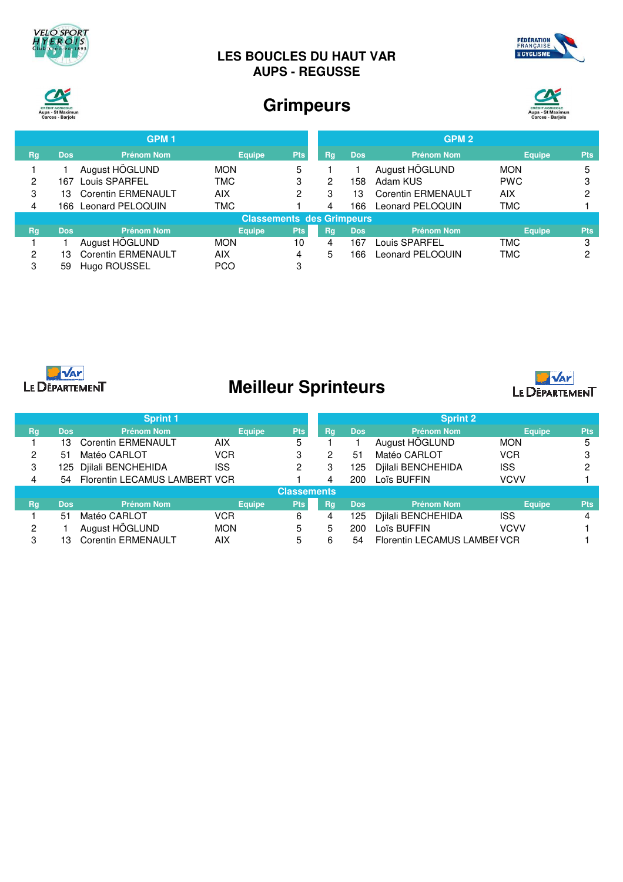# LES BOUCLES DU HAUT VAR
## AUPS - REGUSSE

## Grimpeurs

**GPM 1**

| Rg | Dos | Prénom Nom | Equipe | Pts |
|---|---|---|---|---|
| 1 | 1 | August HÖGLUND | MON | 5 |
| 2 | 167 | Louis SPARFEL | TMC | 3 |
| 3 | 13 | Corentin ERMENAULT | AIX | 2 |
| 4 | 166 | Leonard PELOQUIN | TMC | 1 |

**GPM 2**

| Rg | Dos | Prénom Nom | Equipe | Pts |
|---|---|---|---|---|
| 1 | 1 | August HÖGLUND | MON | 5 |
| 2 | 158 | Adam KUS | PWC | 3 |
| 3 | 13 | Corentin ERMENAULT | AIX | 2 |
| 4 | 166 | Leonard PELOQUIN | TMC | 1 |

**Classements des Grimpeurs**

| Rg | Dos | Prénom Nom | Equipe | Pts |
|---|---|---|---|---|
| 1 | 1 | August HÖGLUND | MON | 10 |
| 2 | 13 | Corentin ERMENAULT | AIX | 4 |
| 3 | 59 | Hugo ROUSSEL | PCO | 3 |
| 4 | 167 | Louis SPARFEL | TMC | 3 |
| 5 | 166 | Leonard PELOQUIN | TMC | 2 |

## Meilleur Sprinteurs

**Sprint 1**

| Rg | Dos | Prénom Nom | Equipe | Pts |
|---|---|---|---|---|
| 1 | 13 | Corentin ERMENAULT | AIX | 5 |
| 2 | 51 | Matéo CARLOT | VCR | 3 |
| 3 | 125 | Djilali BENCHEHIDA | ISS | 2 |
| 4 | 54 | Florentin LECAMUS LAMBERT | VCR | 1 |

**Sprint 2**

| Rg | Dos | Prénom Nom | Equipe | Pts |
|---|---|---|---|---|
| 1 | 1 | August HÖGLUND | MON | 5 |
| 2 | 51 | Matéo CARLOT | VCR | 3 |
| 3 | 125 | Djilali BENCHEHIDA | ISS | 2 |
| 4 | 200 | Loïs BUFFIN | VCVV | 1 |

**Classements**

| Rg | Dos | Prénom Nom | Equipe | Pts |
|---|---|---|---|---|
| 1 | 51 | Matéo CARLOT | VCR | 6 |
| 2 | 1 | August HÖGLUND | MON | 5 |
| 3 | 13 | Corentin ERMENAULT | AIX | 5 |
| 4 | 125 | Djilali BENCHEHIDA | ISS | 4 |
| 5 | 200 | Loïs BUFFIN | VCVV | 1 |
| 6 | 54 | Florentin LECAMUS LAMBEI | VCR | 1 |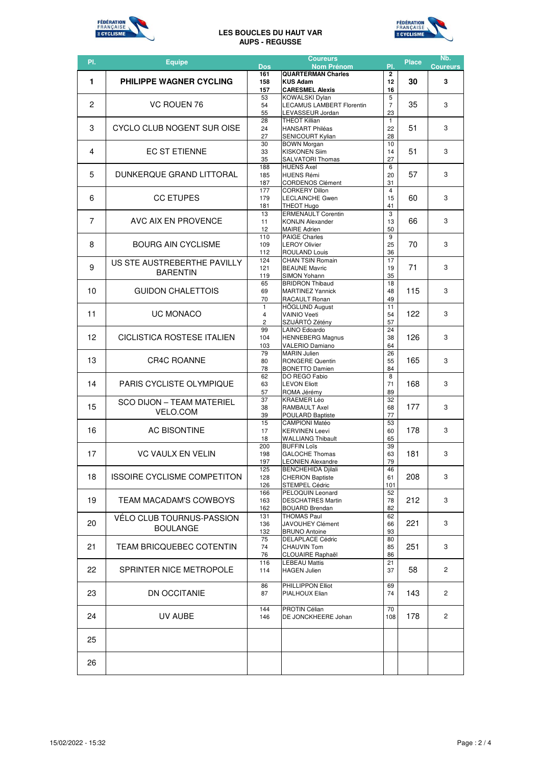**LES BOUCLES DU HAUT VAR**
**AUPS - REGUSSE**

| Pl. | Equipe | Dos | Coureurs Nom Prénom | Pl. | Place | Nb. Coureurs |
|---|---|---|---|---|---|---|
| 1 | **PHILIPPE WAGNER CYCLING** | 161<br>158<br>157 | **QUARTERMAN Charles**<br>**KUS Adam**<br>**CARESMEL Alexis** | 2<br>12<br>16 | **30** | **3** |
| 2 | VC ROUEN 76 | 53<br>54<br>55 | KOWALSKI Dylan<br>LECAMUS LAMBERT Florentin<br>LEVASSEUR Jordan | 5<br>7<br>23 | 35 | 3 |
| 3 | CYCLO CLUB NOGENT SUR OISE | 28<br>24<br>27 | THEOT Killian<br>HANSART Philéas<br>SENICOURT Kylian | 1<br>22<br>28 | 51 | 3 |
| 4 | EC ST ETIENNE | 30<br>33<br>35 | BOWN Morgan<br>KISKONEN Siim<br>SALVATORI Thomas | 10<br>14<br>27 | 51 | 3 |
| 5 | DUNKERQUE GRAND LITTORAL | 188<br>185<br>187 | HUENS Axel<br>HUENS Rémi<br>CORDENOS Clément | 6<br>20<br>31 | 57 | 3 |
| 6 | CC ETUPES | 177<br>179<br>181 | CORKERY Dillon<br>LECLAINCHE Gwen<br>THEOT Hugo | 4<br>15<br>41 | 60 | 3 |
| 7 | AVC AIX EN PROVENCE | 13<br>11<br>12 | ERMENAULT Corentin<br>KONIJN Alexander<br>MAIRE Adrien | 3<br>13<br>50 | 66 | 3 |
| 8 | BOURG AIN CYCLISME | 110<br>109<br>112 | PAIGE Charles<br>LEROY Olivier<br>ROULAND Louis | 9<br>25<br>36 | 70 | 3 |
| 9 | US STE AUSTREBERTHE PAVILLY BARENTIN | 124<br>121<br>119 | CHAN TSIN Romain<br>BEAUNE Mavric<br>SIMON Yohann | 17<br>19<br>35 | 71 | 3 |
| 10 | GUIDON CHALETTOIS | 65<br>69<br>70 | BRIDRON Thibaud<br>MARTINEZ Yannick<br>RACAULT Ronan | 18<br>48<br>49 | 115 | 3 |
| 11 | UC MONACO | 1<br>4<br>2 | HÖGLUND August<br>VAINIO Veeti<br>SZIJÁRTÓ Zétény | 11<br>54<br>57 | 122 | 3 |
| 12 | CICLISTICA ROSTESE ITALIEN | 99<br>104<br>103 | LAINO Edoardo<br>HENNEBERG Magnus<br>VALERIO Damiano | 24<br>38<br>64 | 126 | 3 |
| 13 | CR4C ROANNE | 79<br>80<br>78 | MARIN Julien<br>RONGERE Quentin<br>BONETTO Damien | 26<br>55<br>84 | 165 | 3 |
| 14 | PARIS CYCLISTE OLYMPIQUE | 62<br>63<br>57 | DO REGO Fabio<br>LEVON Eliott<br>ROMA Jérémy | 8<br>71<br>89 | 168 | 3 |
| 15 | SCO DIJON – TEAM MATERIEL VELO.COM | 37<br>38<br>39 | KRAEMER Léo<br>RAMBAULT Axel<br>POULARD Baptiste | 32<br>68<br>77 | 177 | 3 |
| 16 | AC BISONTINE | 15<br>17<br>18 | CAMPIONI Matéo<br>KERVINEN Leevi<br>WALLIANG Thibault | 53<br>60<br>65 | 178 | 3 |
| 17 | VC VAULX EN VELIN | 200<br>198<br>197 | BUFFIN Loïs<br>GALOCHE Thomas<br>LEONIEN Alexandre | 39<br>63<br>79 | 181 | 3 |
| 18 | ISSOIRE CYCLISME COMPETITON | 125<br>128<br>126 | BENCHEHIDA Djilali<br>CHERION Baptiste<br>STEMPEL Cédric | 46<br>61<br>101 | 208 | 3 |
| 19 | TEAM MACADAM'S COWBOYS | 166<br>163<br>162 | PELOQUIN Leonard<br>DESCHATRES Martin<br>BOUARD Brendan | 52<br>78<br>82 | 212 | 3 |
| 20 | VÉLO CLUB TOURNUS-PASSION BOULANGE | 131<br>136<br>132 | THOMAS Paul<br>JAVOUHEY Clément<br>BRUNO Antoine | 62<br>66<br>93 | 221 | 3 |
| 21 | TEAM BRICQUEBEC COTENTIN | 75<br>74<br>76 | DELAPLACE Cédric<br>CHAUVIN Tom<br>CLOUAIRE Raphaël | 80<br>85<br>86 | 251 | 3 |
| 22 | SPRINTER NICE METROPOLE | 116<br>114 | LEBEAU Mattis<br>HAGEN Julien | 21<br>37 | 58 | 2 |
| 23 | DN OCCITANIE | 86<br>87 | PHILLIPPON Elliot<br>PIALHOUX Elian | 69<br>74 | 143 | 2 |
| 24 | UV AUBE | 144<br>146 | PROTIN Célian<br>DE JONCKHEERE Johan | 70<br>108 | 178 | 2 |
| 25 | | | | | | |
| 26 | | | | | | |

15/02/2022 - 15:32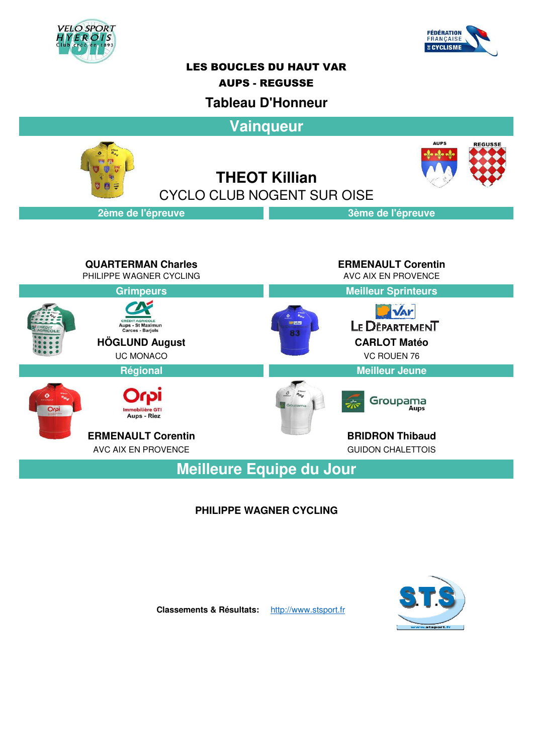# LES BOUCLES DU HAUT VAR

## AUPS - REGUSSE

## Tableau D'Honneur

## Vainqueur

**THEOT Killian**

CYCLO CLUB NOGENT SUR OISE

### 2ème de l'épreuve

**QUARTERMAN Charles**

PHILIPPE WAGNER CYCLING

### 3ème de l'épreuve

**ERMENAULT Corentin**

AVC AIX EN PROVENCE

### Grimpeurs

CRÉDIT AGRICOLE Aups - St Maximun Carces - Barjols

**HÖGLUND August**

UC MONACO

### Meilleur Sprinteurs

Var Le Département

**CARLOT Matéo**

VC ROUEN 76

### Régional

Orpi Immobilière GTI Aups - Riez

**ERMENAULT Corentin**

AVC AIX EN PROVENCE

### Meilleur Jeune

Groupama Aups

**BRIDRON Thibaud**

GUIDON CHALETTOIS

## Meilleure Equipe du Jour

**PHILIPPE WAGNER CYCLING**

**Classements & Résultats:** http://www.stsport.fr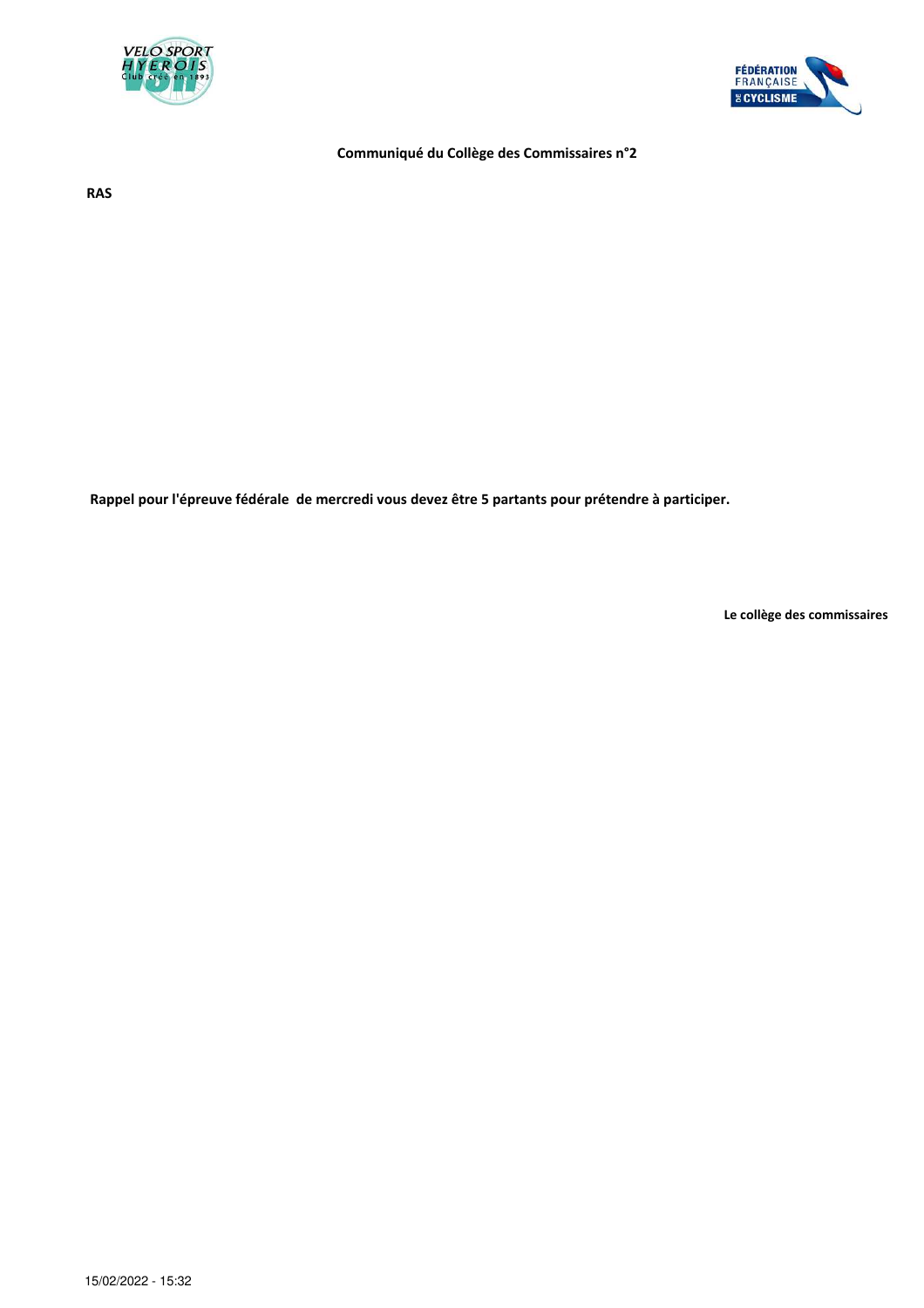**Communiqué du Collège des Commissaires n°2**

**RAS**

**Rappel pour l'épreuve fédérale de mercredi vous devez être 5 partants pour prétendre à participer.**

**Le collège des commissaires**

15/02/2022 - 15:32